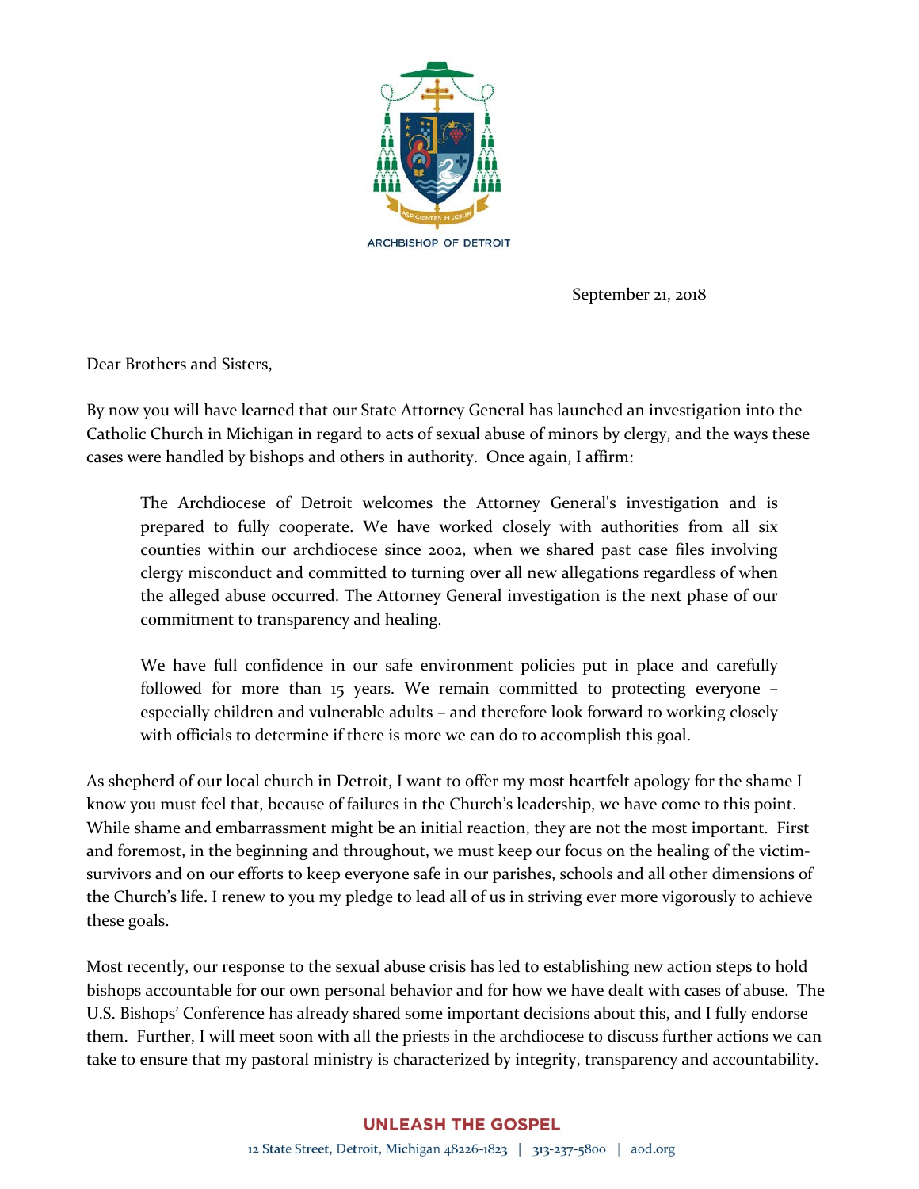ARCHBISHOP OF DETROIT

September 21, 2018

Dear Brothers and Sisters,

By now you will have learned that our State Attorney General has launched an investigation into the Catholic Church in Michigan in regard to acts of sexual abuse of minors by clergy, and the ways these cases were handled by bishops and others in authority. Once again, I affirm:

> The Archdiocese of Detroit welcomes the Attorney General's investigation and is prepared to fully cooperate. We have worked closely with authorities from all six counties within our archdiocese since 2002, when we shared past case files involving clergy misconduct and committed to turning over all new allegations regardless of when the alleged abuse occurred. The Attorney General investigation is the next phase of our commitment to transparency and healing.
>
> We have full confidence in our safe environment policies put in place and carefully followed for more than 15 years. We remain committed to protecting everyone – especially children and vulnerable adults – and therefore look forward to working closely with officials to determine if there is more we can do to accomplish this goal.

As shepherd of our local church in Detroit, I want to offer my most heartfelt apology for the shame I know you must feel that, because of failures in the Church's leadership, we have come to this point. While shame and embarrassment might be an initial reaction, they are not the most important. First and foremost, in the beginning and throughout, we must keep our focus on the healing of the victim-survivors and on our efforts to keep everyone safe in our parishes, schools and all other dimensions of the Church's life. I renew to you my pledge to lead all of us in striving ever more vigorously to achieve these goals.

Most recently, our response to the sexual abuse crisis has led to establishing new action steps to hold bishops accountable for our own personal behavior and for how we have dealt with cases of abuse. The U.S. Bishops' Conference has already shared some important decisions about this, and I fully endorse them. Further, I will meet soon with all the priests in the archdiocese to discuss further actions we can take to ensure that my pastoral ministry is characterized by integrity, transparency and accountability.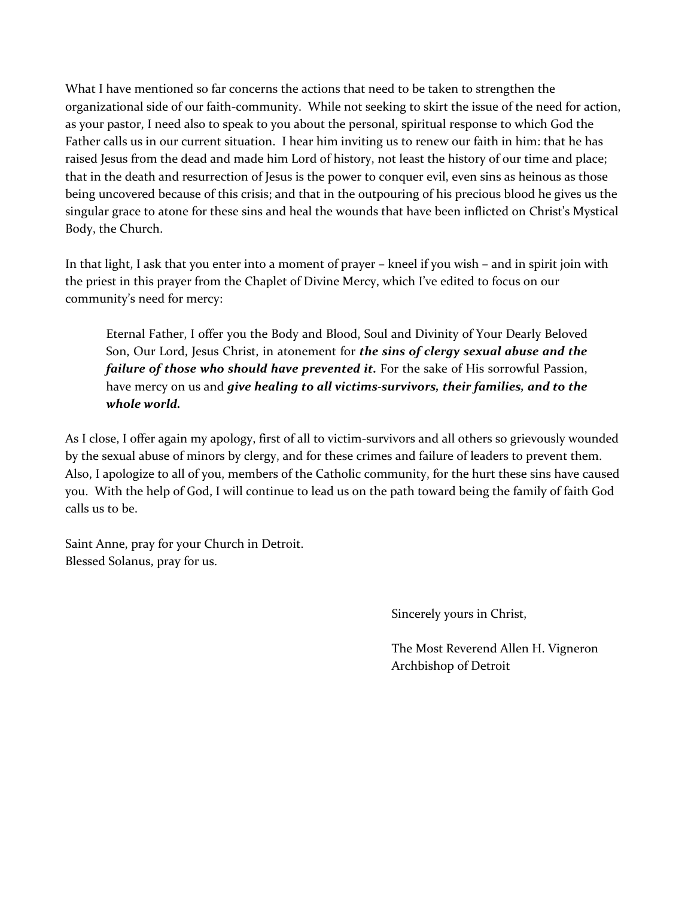What I have mentioned so far concerns the actions that need to be taken to strengthen the organizational side of our faith-community. While not seeking to skirt the issue of the need for action, as your pastor, I need also to speak to you about the personal, spiritual response to which God the Father calls us in our current situation. I hear him inviting us to renew our faith in him: that he has raised Jesus from the dead and made him Lord of history, not least the history of our time and place; that in the death and resurrection of Jesus is the power to conquer evil, even sins as heinous as those being uncovered because of this crisis; and that in the outpouring of his precious blood he gives us the singular grace to atone for these sins and heal the wounds that have been inflicted on Christ's Mystical Body, the Church.

In that light, I ask that you enter into a moment of prayer – kneel if you wish – and in spirit join with the priest in this prayer from the Chaplet of Divine Mercy, which I've edited to focus on our community's need for mercy:

> Eternal Father, I offer you the Body and Blood, Soul and Divinity of Your Dearly Beloved Son, Our Lord, Jesus Christ, in atonement for ***the sins of clergy sexual abuse and the failure of those who should have prevented it.*** For the sake of His sorrowful Passion, have mercy on us and ***give healing to all victims-survivors, their families, and to the whole world.***

As I close, I offer again my apology, first of all to victim-survivors and all others so grievously wounded by the sexual abuse of minors by clergy, and for these crimes and failure of leaders to prevent them. Also, I apologize to all of you, members of the Catholic community, for the hurt these sins have caused you. With the help of God, I will continue to lead us on the path toward being the family of faith God calls us to be.

Saint Anne, pray for your Church in Detroit.
Blessed Solanus, pray for us.

Sincerely yours in Christ,

The Most Reverend Allen H. Vigneron
Archbishop of Detroit